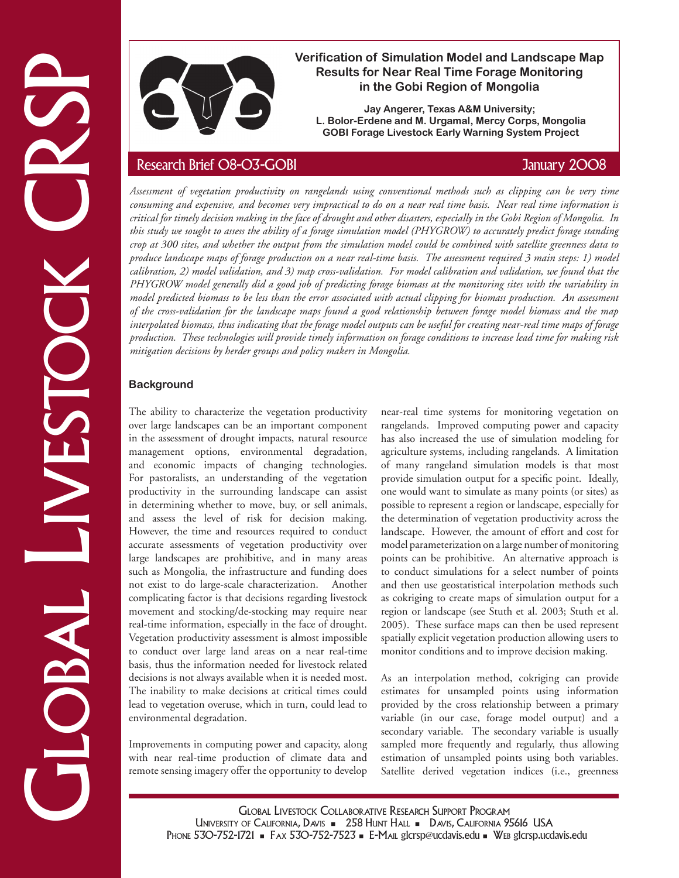# Verification of Simulation Model and Landscape Map Results for Near Real Time Forage Monitoring in the Gobi Region of Mongolia

**Jay Angerer, Texas A&M University;**
**L. Bolor-Erdene and M. Urgamal, Mercy Corps, Mongolia**
**GOBI Forage Livestock Early Warning System Project**

Research Brief 08-03-GOBI

January 2008

*Assessment of vegetation productivity on rangelands using conventional methods such as clipping can be very time consuming and expensive, and becomes very impractical to do on a near real time basis. Near real time information is critical for timely decision making in the face of drought and other disasters, especially in the Gobi Region of Mongolia. In this study we sought to assess the ability of a forage simulation model (PHYGROW) to accurately predict forage standing crop at 300 sites, and whether the output from the simulation model could be combined with satellite greenness data to produce landscape maps of forage production on a near real-time basis. The assessment required 3 main steps: 1) model calibration, 2) model validation, and 3) map cross-validation. For model calibration and validation, we found that the PHYGROW model generally did a good job of predicting forage biomass at the monitoring sites with the variability in model predicted biomass to be less than the error associated with actual clipping for biomass production. An assessment of the cross-validation for the landscape maps found a good relationship between forage model biomass and the map interpolated biomass, thus indicating that the forage model outputs can be useful for creating near-real time maps of forage production. These technologies will provide timely information on forage conditions to increase lead time for making risk mitigation decisions by herder groups and policy makers in Mongolia.*

## Background

The ability to characterize the vegetation productivity over large landscapes can be an important component in the assessment of drought impacts, natural resource management options, environmental degradation, and economic impacts of changing technologies. For pastoralists, an understanding of the vegetation productivity in the surrounding landscape can assist in determining whether to move, buy, or sell animals, and assess the level of risk for decision making. However, the time and resources required to conduct accurate assessments of vegetation productivity over large landscapes are prohibitive, and in many areas such as Mongolia, the infrastructure and funding does not exist to do large-scale characterization. Another complicating factor is that decisions regarding livestock movement and stocking/de-stocking may require near real-time information, especially in the face of drought. Vegetation productivity assessment is almost impossible to conduct over large land areas on a near real-time basis, thus the information needed for livestock related decisions is not always available when it is needed most. The inability to make decisions at critical times could lead to vegetation overuse, which in turn, could lead to environmental degradation.

Improvements in computing power and capacity, along with near real-time production of climate data and remote sensing imagery offer the opportunity to develop near-real time systems for monitoring vegetation on rangelands. Improved computing power and capacity has also increased the use of simulation modeling for agriculture systems, including rangelands. A limitation of many rangeland simulation models is that most provide simulation output for a specific point. Ideally, one would want to simulate as many points (or sites) as possible to represent a region or landscape, especially for the determination of vegetation productivity across the landscape. However, the amount of effort and cost for model parameterization on a large number of monitoring points can be prohibitive. An alternative approach is to conduct simulations for a select number of points and then use geostatistical interpolation methods such as cokriging to create maps of simulation output for a region or landscape (see Stuth et al. 2003; Stuth et al. 2005). These surface maps can then be used represent spatially explicit vegetation production allowing users to monitor conditions and to improve decision making.

As an interpolation method, cokriging can provide estimates for unsampled points using information provided by the cross relationship between a primary variable (in our case, forage model output) and a secondary variable. The secondary variable is usually sampled more frequently and regularly, thus allowing estimation of unsampled points using both variables. Satellite derived vegetation indices (i.e., greenness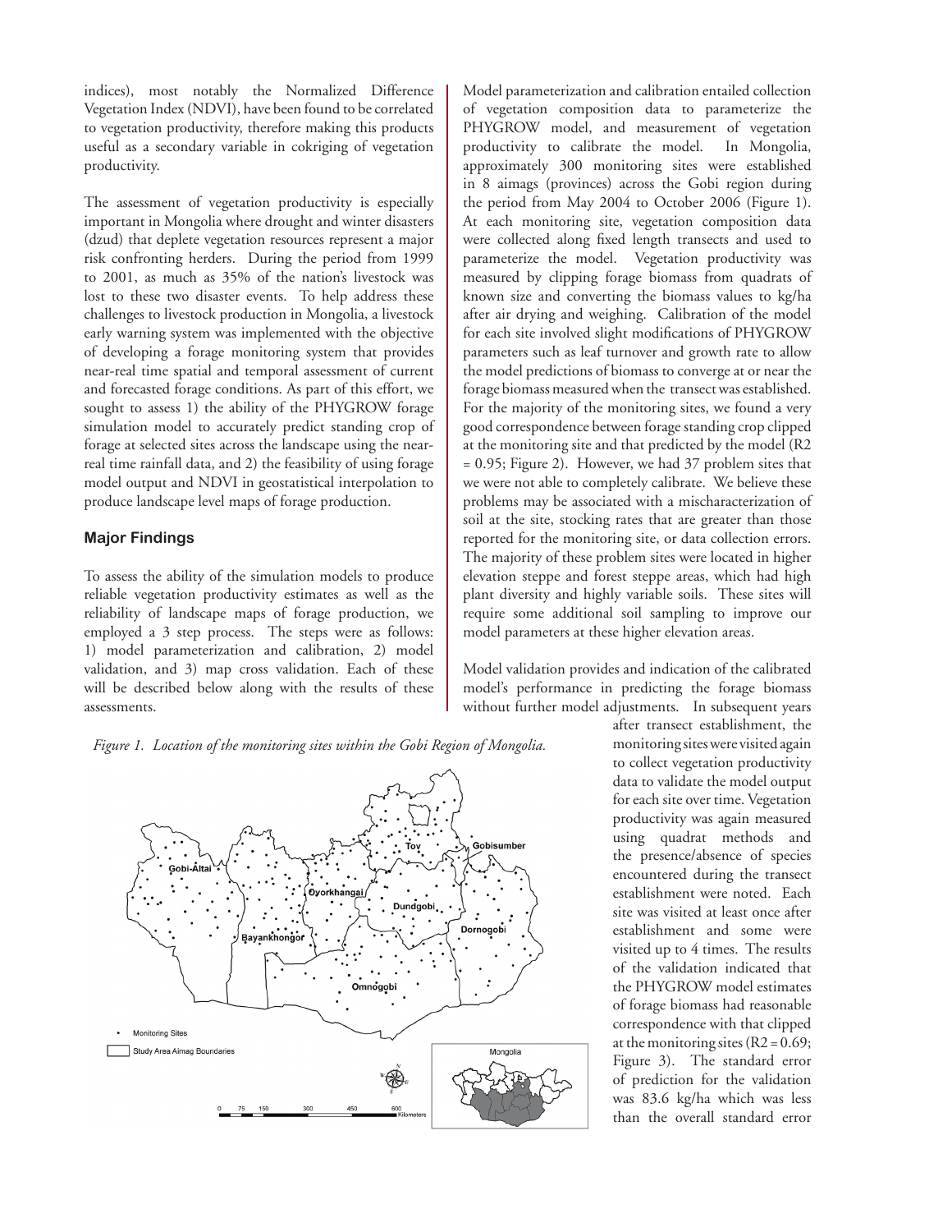indices), most notably the Normalized Difference Vegetation Index (NDVI), have been found to be correlated to vegetation productivity, therefore making this products useful as a secondary variable in cokriging of vegetation productivity.

The assessment of vegetation productivity is especially important in Mongolia where drought and winter disasters (dzud) that deplete vegetation resources represent a major risk confronting herders. During the period from 1999 to 2001, as much as 35% of the nation's livestock was lost to these two disaster events. To help address these challenges to livestock production in Mongolia, a livestock early warning system was implemented with the objective of developing a forage monitoring system that provides near-real time spatial and temporal assessment of current and forecasted forage conditions. As part of this effort, we sought to assess 1) the ability of the PHYGROW forage simulation model to accurately predict standing crop of forage at selected sites across the landscape using the near-real time rainfall data, and 2) the feasibility of using forage model output and NDVI in geostatistical interpolation to produce landscape level maps of forage production.

### Major Findings

To assess the ability of the simulation models to produce reliable vegetation productivity estimates as well as the reliability of landscape maps of forage production, we employed a 3 step process. The steps were as follows: 1) model parameterization and calibration, 2) model validation, and 3) map cross validation. Each of these will be described below along with the results of these assessments.

*Figure 1. Location of the monitoring sites within the Gobi Region of Mongolia.*

Model parameterization and calibration entailed collection of vegetation composition data to parameterize the PHYGROW model, and measurement of vegetation productivity to calibrate the model. In Mongolia, approximately 300 monitoring sites were established in 8 aimags (provinces) across the Gobi region during the period from May 2004 to October 2006 (Figure 1). At each monitoring site, vegetation composition data were collected along fixed length transects and used to parameterize the PHYGROW model. Vegetation productivity was measured by clipping forage biomass from quadrats of known size and converting the biomass values to kg/ha after air drying and weighing. Calibration of the model for each site involved slight modifications of PHYGROW parameters such as leaf turnover and growth rate to allow the model predictions of biomass to converge at or near the forage biomass measured when the transect was established. For the majority of the monitoring sites, we found a very good correspondence between forage standing crop clipped at the monitoring site and that predicted by the model ($R^2$ = 0.95; Figure 2). However, we had 37 problem sites that we were not able to completely calibrate. We believe these problems may be associated with a mischaracterization of soil at the site, stocking rates that are greater than those reported for the monitoring site, or data collection errors. The majority of these problem sites were located in higher elevation steppe and forest steppe areas, which had high plant diversity and highly variable soils. These sites will require some additional soil sampling to improve our model parameters at these higher elevation areas.

Model validation provides and indication of the calibrated model's performance in predicting the forage biomass without further model adjustments. In subsequent years after transect establishment, the monitoring sites were visited again to collect vegetation productivity data to validate the model output for each site over time. Vegetation productivity was again measured using quadrat methods and the presence/absence of species encountered during the transect establishment were noted. Each site was visited at least once after establishment and some were visited up to 4 times. The results of the validation indicated that the PHYGROW model estimates of forage biomass had reasonable correspondence with that clipped at the monitoring sites ($R^2$ = 0.69; Figure 3). The standard error of prediction for the validation was 83.6 kg/ha which was less than the overall standard error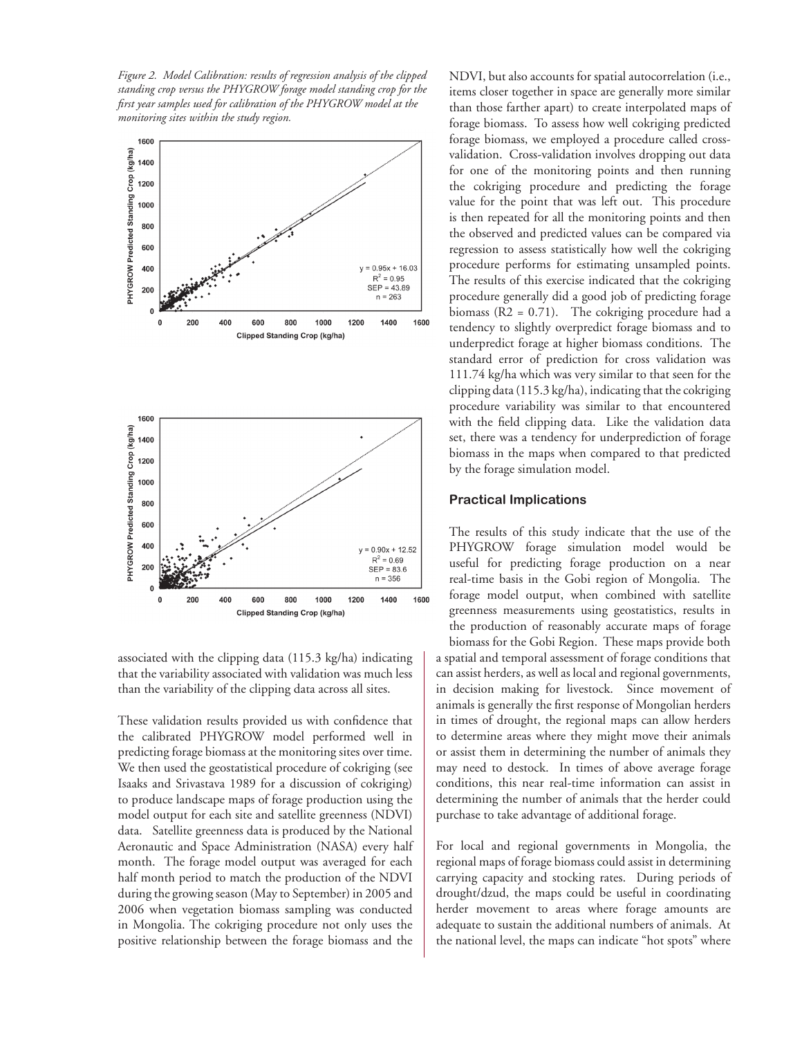*Figure 2. Model Calibration: results of regression analysis of the clipped standing crop versus the PHYGROW forage model standing crop for the first year samples used for calibration of the PHYGROW model at the monitoring sites within the study region.*

associated with the clipping data (115.3 kg/ha) indicating that the variability associated with validation was much less than the variability of the clipping data across all sites.

These validation results provided us with confidence that the calibrated PHYGROW model performed well in predicting forage biomass at the monitoring sites over time. We then used the geostatistical procedure of cokriging (see Isaaks and Srivastava 1989 for a discussion of cokriging) to produce landscape maps of forage production using the model output for each site and satellite greenness (NDVI) data. Satellite greenness data is produced by the National Aeronautic and Space Administration (NASA) every half month. The forage model output was averaged for each half month period to match the production of the NDVI during the growing season (May to September) in 2005 and 2006 when vegetation biomass sampling was conducted in Mongolia. The cokriging procedure not only uses the positive relationship between the forage biomass and the NDVI, but also accounts for spatial autocorrelation (i.e., items closer together in space are generally more similar than those farther apart) to create interpolated maps of forage biomass. To assess how well cokriging predicted forage biomass, we employed a procedure called cross-validation. Cross-validation involves dropping out data for one of the monitoring points and then running the cokriging procedure and predicting the forage value for the point that was left out. This procedure is then repeated for all the monitoring points and then the observed and predicted values can be compared via regression to assess statistically how well the cokriging procedure performs for estimating unsampled points. The results of this exercise indicated that the cokriging procedure generally did a good job of predicting forage biomass ($R2 = 0.71$). The cokriging procedure had a tendency to slightly overpredict forage biomass and to underpredict forage at higher biomass conditions. The standard error of prediction for cross validation was 111.74 kg/ha which was very similar to that seen for the clipping data (115.3 kg/ha), indicating that the cokriging procedure variability was similar to that encountered with the field clipping data. Like the validation data set, there was a tendency for underprediction of forage biomass in the maps when compared to that predicted by the forage simulation model.

## Practical Implications

The results of this study indicate that the use of the PHYGROW forage simulation model would be useful for predicting forage production on a near real-time basis in the Gobi region of Mongolia. The forage model output, when combined with satellite greenness measurements using geostatistics, results in the production of reasonably accurate maps of forage biomass for the Gobi Region. These maps provide both a spatial and temporal assessment of forage conditions that can assist herders, as well as local and regional governments, in decision making for livestock. Since movement of animals is generally the first response of Mongolian herders in times of drought, the regional maps can allow herders to determine areas where they might move their animals or assist them in determining the number of animals they may need to destock. In times of above average forage conditions, this near real-time information can assist in determining the number of animals that the herder could purchase to take advantage of additional forage.

For local and regional governments in Mongolia, the regional maps of forage biomass could assist in determining carrying capacity and stocking rates. During periods of drought/dzud, the maps could be useful in coordinating herder movement to areas where forage amounts are adequate to sustain the additional numbers of animals. At the national level, the maps can indicate "hot spots" where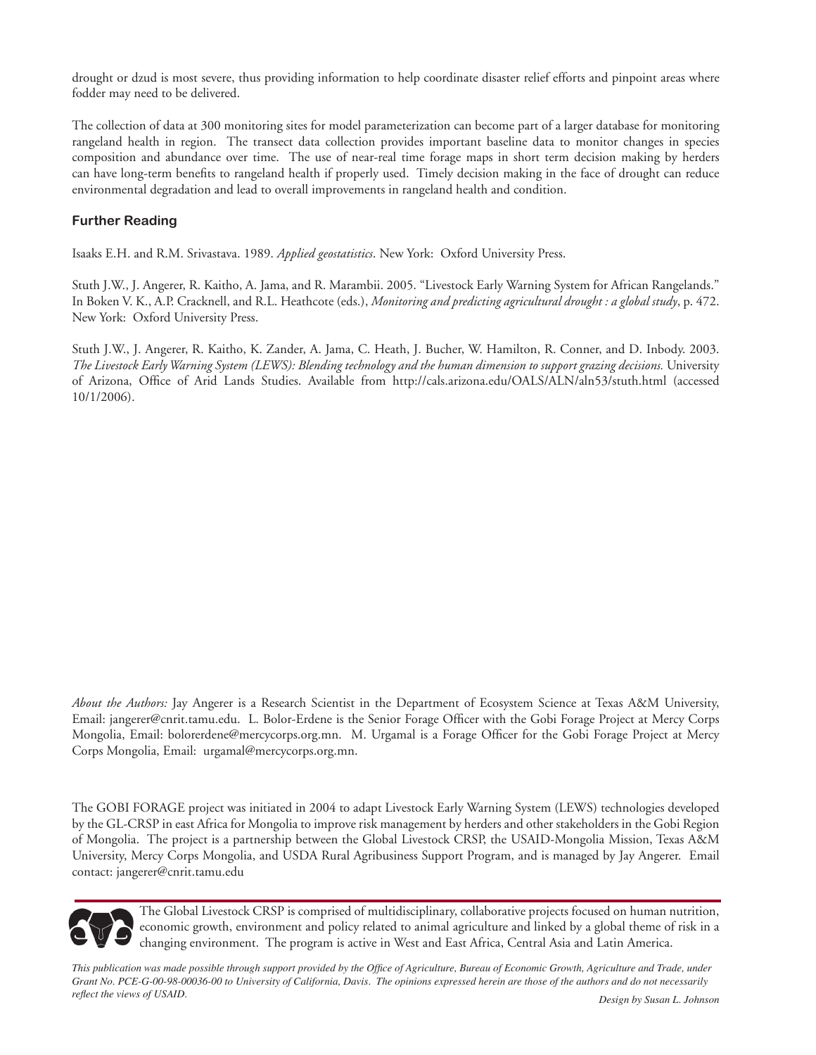drought or dzud is most severe, thus providing information to help coordinate disaster relief efforts and pinpoint areas where fodder may need to be delivered.

The collection of data at 300 monitoring sites for model parameterization can become part of a larger database for monitoring rangeland health in region. The transect data collection provides important baseline data to monitor changes in species composition and abundance over time. The use of near-real time forage maps in short term decision making by herders can have long-term benefits to rangeland health if properly used. Timely decision making in the face of drought can reduce environmental degradation and lead to overall improvements in rangeland health and condition.

### Further Reading

Isaaks E.H. and R.M. Srivastava. 1989. *Applied geostatistics*. New York: Oxford University Press.

Stuth J.W., J. Angerer, R. Kaitho, A. Jama, and R. Marambii. 2005. "Livestock Early Warning System for African Rangelands." In Boken V. K., A.P. Cracknell, and R.L. Heathcote (eds.), *Monitoring and predicting agricultural drought : a global study*, p. 472. New York: Oxford University Press.

Stuth J.W., J. Angerer, R. Kaitho, K. Zander, A. Jama, C. Heath, J. Bucher, W. Hamilton, R. Conner, and D. Inbody. 2003. *The Livestock Early Warning System (LEWS): Blending technology and the human dimension to support grazing decisions.* University of Arizona, Office of Arid Lands Studies. Available from http://cals.arizona.edu/OALS/ALN/aln53/stuth.html (accessed 10/1/2006).

*About the Authors:* Jay Angerer is a Research Scientist in the Department of Ecosystem Science at Texas A&M University, Email: jangerer@cnrit.tamu.edu. L. Bolor-Erdene is the Senior Forage Officer with the Gobi Forage Project at Mercy Corps Mongolia, Email: bolorerdene@mercycorps.org.mn. M. Urgamal is a Forage Officer for the Gobi Forage Project at Mercy Corps Mongolia, Email: urgamal@mercycorps.org.mn.

The GOBI FORAGE project was initiated in 2004 to adapt Livestock Early Warning System (LEWS) technologies developed by the GL-CRSP in east Africa for Mongolia to improve risk management by herders and other stakeholders in the Gobi Region of Mongolia. The project is a partnership between the Global Livestock CRSP, the USAID-Mongolia Mission, Texas A&M University, Mercy Corps Mongolia, and USDA Rural Agribusiness Support Program, and is managed by Jay Angerer. Email contact: jangerer@cnrit.tamu.edu

The Global Livestock CRSP is comprised of multidisciplinary, collaborative projects focused on human nutrition, economic growth, environment and policy related to animal agriculture and linked by a global theme of risk in a changing environment. The program is active in West and East Africa, Central Asia and Latin America.

*This publication was made possible through support provided by the Office of Agriculture, Bureau of Economic Growth, Agriculture and Trade, under Grant No. PCE-G-00-98-00036-00 to University of California, Davis. The opinions expressed herein are those of the authors and do not necessarily reflect the views of USAID.*

*Design by Susan L. Johnson*